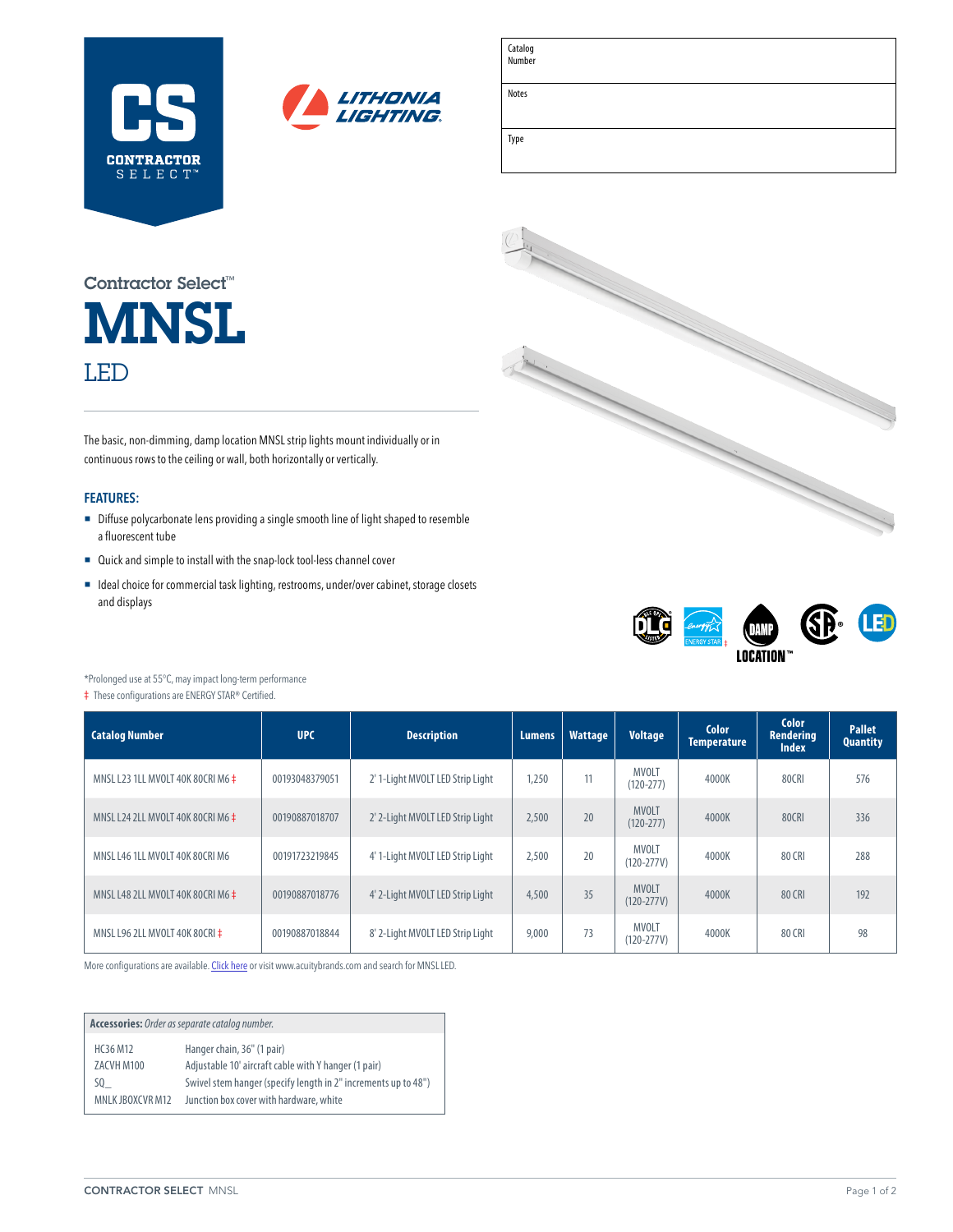CS CONTRACTOR SELECT™

LITHONIA LIGHTING

| Catalog Number | |
|---|---|
| Notes | |
| Type | |

Contractor Select™

# MNSL

LED

The basic, non-dimming, damp location MNSL strip lights mount individually or in continuous rows to the ceiling or wall, both horizontally or vertically.

**FEATURES:**

- Diffuse polycarbonate lens providing a single smooth line of light shaped to resemble a fluorescent tube
- Quick and simple to install with the snap-lock tool-less channel cover
- Ideal choice for commercial task lighting, restrooms, under/over cabinet, storage closets and displays

DAMP LOCATION™

*Prolonged use at 55°C, may impact long-term performance

‡ These configurations are ENERGY STAR® Certified.

| Catalog Number | UPC | Description | Lumens | Wattage | Voltage | Color Temperature | Color Rendering Index | Pallet Quantity |
|---|---|---|---|---|---|---|---|---|
| MNSL L23 1LL MVOLT 40K 80CRI M6 ‡ | 00193048379051 | 2' 1-Light MVOLT LED Strip Light | 1,250 | 11 | MVOLT (120-277) | 4000K | 80CRI | 576 |
| MNSL L24 2LL MVOLT 40K 80CRI M6 ‡ | 00190887018707 | 2' 2-Light MVOLT LED Strip Light | 2,500 | 20 | MVOLT (120-277) | 4000K | 80CRI | 336 |
| MNSL L46 1LL MVOLT 40K 80CRI M6 | 00191723219845 | 4' 1-Light MVOLT LED Strip Light | 2,500 | 20 | MVOLT (120-277V) | 4000K | 80 CRI | 288 |
| MNSL L48 2LL MVOLT 40K 80CRI M6 ‡ | 00190887018776 | 4' 2-Light MVOLT LED Strip Light | 4,500 | 35 | MVOLT (120-277V) | 4000K | 80 CRI | 192 |
| MNSL L96 2LL MVOLT 40K 80CRI ‡ | 00190887018844 | 8' 2-Light MVOLT LED Strip Light | 9,000 | 73 | MVOLT (120-277V) | 4000K | 80 CRI | 98 |

More configurations are available. Click here or visit www.acuitybrands.com and search for MNSL LED.

| **Accessories:** *Order as separate catalog number.* | |
|---|---|
| HC36 M12 | Hanger chain, 36" (1 pair) |
| ZACVH M100 | Adjustable 10' aircraft cable with Y hanger (1 pair) |
| SQ_ | Swivel stem hanger (specify length in 2" increments up to 48") |
| MNLK JBOXCVR M12 | Junction box cover with hardware, white |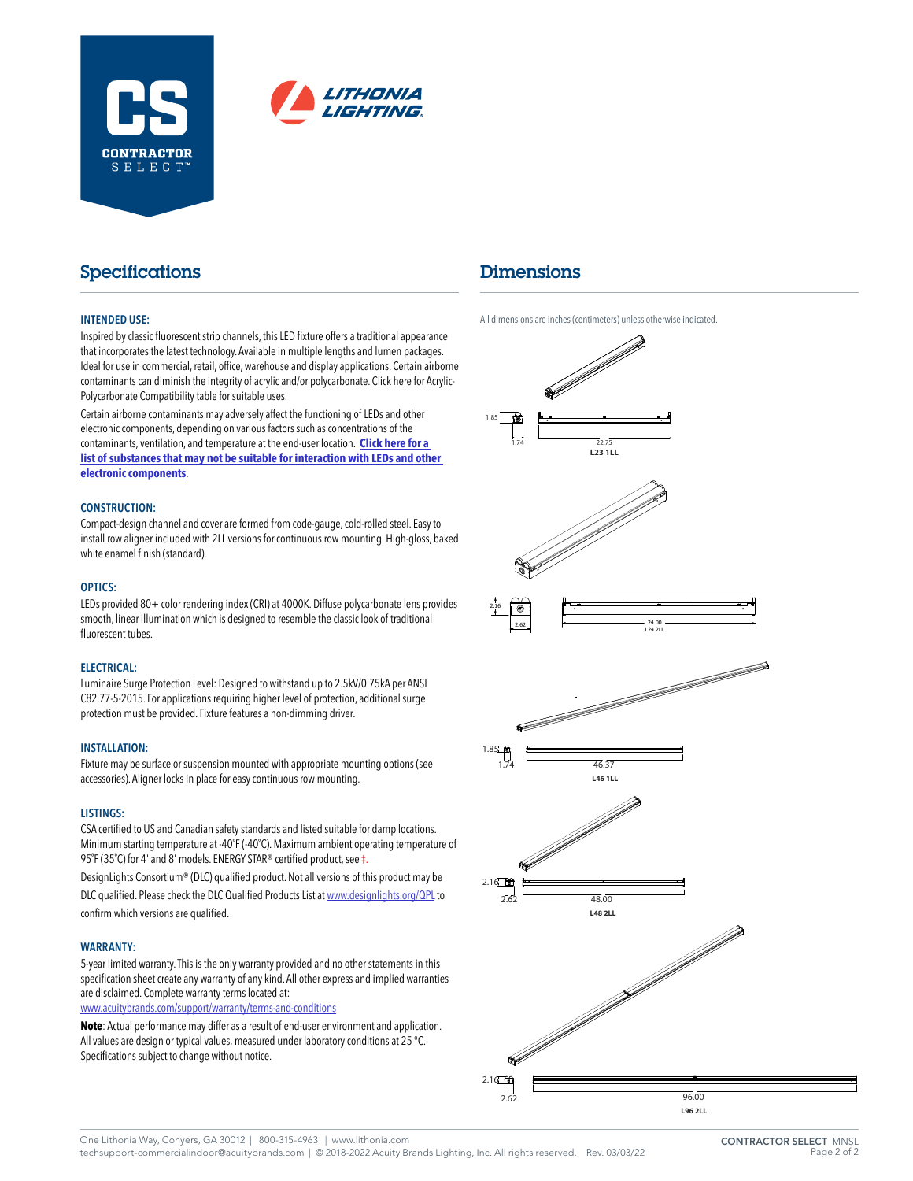## Specifications

### INTENDED USE:

Inspired by classic fluorescent strip channels, this LED fixture offers a traditional appearance that incorporates the latest technology. Available in multiple lengths and lumen packages. Ideal for use in commercial, retail, office, warehouse and display applications. Certain airborne contaminants can diminish the integrity of acrylic and/or polycarbonate. Click here for Acrylic-Polycarbonate Compatibility table for suitable uses.

Certain airborne contaminants may adversely affect the functioning of LEDs and other electronic components, depending on various factors such as concentrations of the contaminants, ventilation, and temperature at the end-user location. **Click here for a list of substances that may not be suitable for interaction with LEDs and other electronic components**.

### CONSTRUCTION:

Compact-design channel and cover are formed from code-gauge, cold-rolled steel. Easy to install row aligner included with 2LL versions for continuous row mounting. High-gloss, baked white enamel finish (standard).

### OPTICS:

LEDs provided 80+ color rendering index (CRI) at 4000K. Diffuse polycarbonate lens provides smooth, linear illumination which is designed to resemble the classic look of traditional fluorescent tubes.

### ELECTRICAL:

Luminaire Surge Protection Level: Designed to withstand up to 2.5kV/0.75kA per ANSI C82.77-5-2015. For applications requiring higher level of protection, additional surge protection must be provided. Fixture features a non-dimming driver.

### INSTALLATION:

Fixture may be surface or suspension mounted with appropriate mounting options (see accessories). Aligner locks in place for easy continuous row mounting.

### LISTINGS:

CSA certified to US and Canadian safety standards and listed suitable for damp locations. Minimum starting temperature at -40°F (-40°C). Maximum ambient operating temperature of 95°F (35°C) for 4' and 8' models. ENERGY STAR® certified product, see ‡.

DesignLights Consortium® (DLC) qualified product. Not all versions of this product may be DLC qualified. Please check the DLC Qualified Products List at www.designlights.org/QPL to confirm which versions are qualified.

### WARRANTY:

5-year limited warranty. This is the only warranty provided and no other statements in this specification sheet create any warranty of any kind. All other express and implied warranties are disclaimed. Complete warranty terms located at:
www.acuitybrands.com/support/warranty/terms-and-conditions

**Note**: Actual performance may differ as a result of end-user environment and application. All values are design or typical values, measured under laboratory conditions at 25 °C. Specifications subject to change without notice.

## Dimensions

All dimensions are inches (centimeters) unless otherwise indicated.

1.85
1.74
22.75
**L23 1LL**

2.16
2.62
24.00
L24 2LL

1.85
1.74
46.37
**L46 1LL**

2.16
2.62
48.00
**L48 2LL**

2.16
2.62
96.00
**L96 2LL**

One Lithonia Way, Conyers, GA 30012 | 800-315-4963 | www.lithonia.com
techsupport-commercialindoor@acuitybrands.com | © 2018-2022 Acuity Brands Lighting, Inc. All rights reserved. Rev. 03/03/22

CONTRACTOR SELECT MNSL